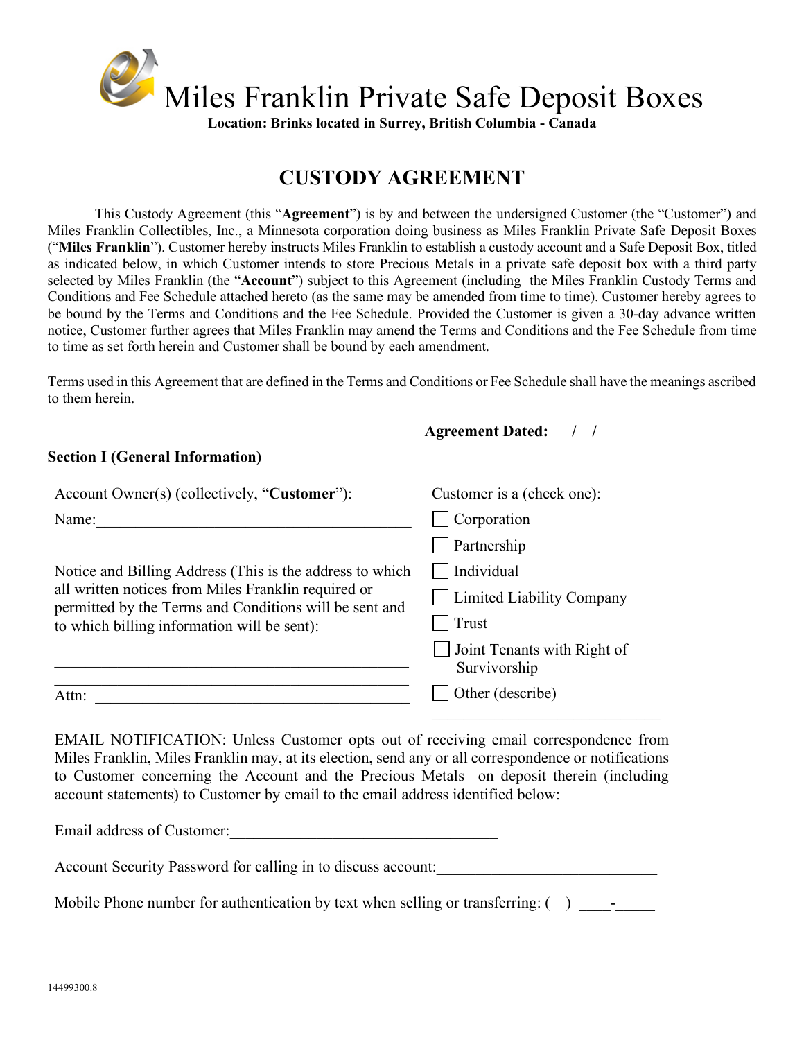# Miles Franklin Private Safe Deposit Boxes

**Location: Brinks located in Surrey, British Columbia - Canada**

## CUSTODY AGREEMENT

This Custody Agreement (this "**Agreement**") is by and between the undersigned Customer (the "Customer") and Miles Franklin Collectibles, Inc., a Minnesota corporation doing business as Miles Franklin Private Safe Deposit Boxes ("**Miles Franklin**"). Customer hereby instructs Miles Franklin to establish a custody account and a Safe Deposit Box, titled as indicated below, in which Customer intends to store Precious Metals in a private safe deposit box with a third party selected by Miles Franklin (the "**Account**") subject to this Agreement (including the Miles Franklin Custody Terms and Conditions and Fee Schedule attached hereto (as the same may be amended from time to time). Customer hereby agrees to be bound by the Terms and Conditions and the Fee Schedule. Provided the Customer is given a 30-day advance written notice, Customer further agrees that Miles Franklin may amend the Terms and Conditions and the Fee Schedule from time to time as set forth herein and Customer shall be bound by each amendment.

Terms used in this Agreement that are defined in the Terms and Conditions or Fee Schedule shall have the meanings ascribed to them herein.

**Agreement Dated:** / /

**Section I (General Information)**

Account Owner(s) (collectively, "**Customer**"):

Name:_________________________________________

Notice and Billing Address (This is the address to which all written notices from Miles Franklin required or permitted by the Terms and Conditions will be sent and to which billing information will be sent):

_____________________________________________

_____________________________________________

Attn: __________________________________________

Customer is a (check one):

- ☐ Corporation
- ☐ Partnership
- ☐ Individual
- ☐ Limited Liability Company
- ☐ Trust
- ☐ Joint Tenants with Right of Survivorship
- ☐ Other (describe)

______________________________

EMAIL NOTIFICATION: Unless Customer opts out of receiving email correspondence from Miles Franklin, Miles Franklin may, at its election, send any or all correspondence or notifications to Customer concerning the Account and the Precious Metals on deposit therein (including account statements) to Customer by email to the email address identified below:

Email address of Customer:___________________________________

Account Security Password for calling in to discuss account:___________________________

Mobile Phone number for authentication by text when selling or transferring: ( ) ____-_____

14499300.8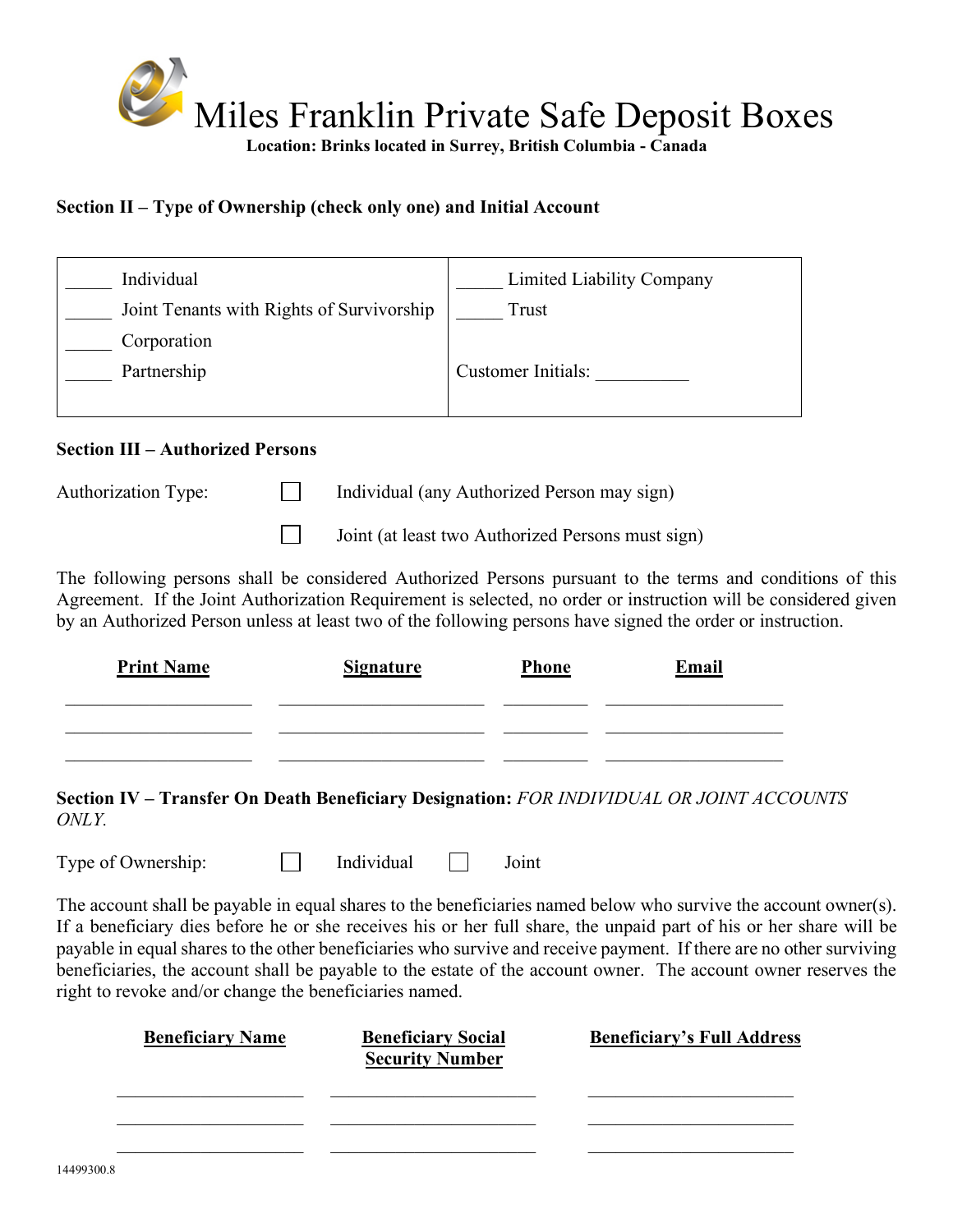# Miles Franklin Private Safe Deposit Boxes

**Location: Brinks located in Surrey, British Columbia - Canada**

**Section II – Type of Ownership (check only one) and Initial Account**

| | |
|---|---|
| _____ Individual | _____ Limited Liability Company |
| _____ Joint Tenants with Rights of Survivorship | _____ Trust |
| _____ Corporation | |
| _____ Partnership | Customer Initials: __________ |

**Section III – Authorized Persons**

Authorization Type:

☐ Individual (any Authorized Person may sign)

☐ Joint (at least two Authorized Persons must sign)

The following persons shall be considered Authorized Persons pursuant to the terms and conditions of this Agreement. If the Joint Authorization Requirement is selected, no order or instruction will be considered given by an Authorized Person unless at least two of the following persons have signed the order or instruction.

| Print Name | Signature | Phone | Email |
|---|---|---|---|
| | | | |
| | | | |
| | | | |

**Section IV – Transfer On Death Beneficiary Designation:** *FOR INDIVIDUAL OR JOINT ACCOUNTS ONLY.*

Type of Ownership: ☐ Individual ☐ Joint

The account shall be payable in equal shares to the beneficiaries named below who survive the account owner(s). If a beneficiary dies before he or she receives his or her full share, the unpaid part of his or her share will be payable in equal shares to the other beneficiaries who survive and receive payment. If there are no other surviving beneficiaries, the account shall be payable to the estate of the account owner. The account owner reserves the right to revoke and/or change the beneficiaries named.

| Beneficiary Name | Beneficiary Social Security Number | Beneficiary's Full Address |
|---|---|---|
| | | |
| | | |
| | | |

14499300.8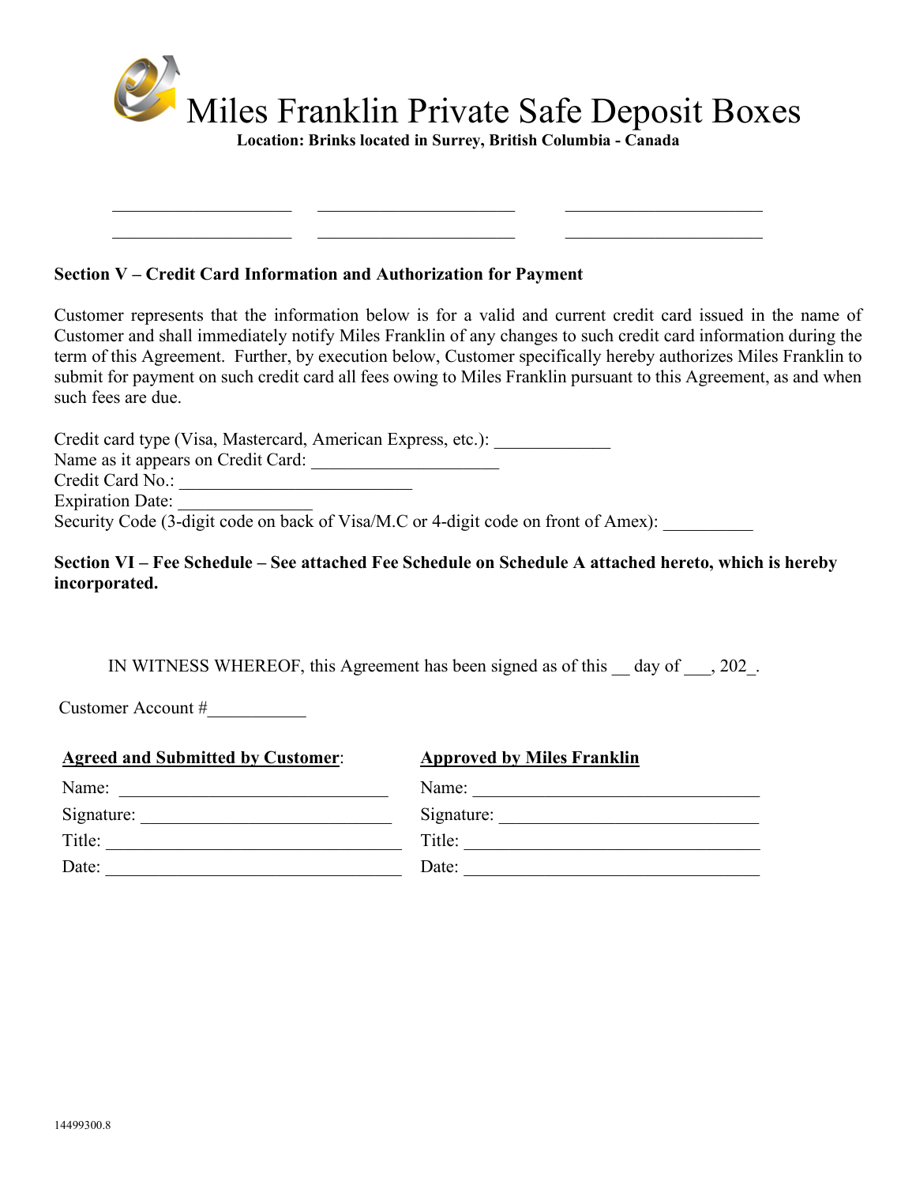# Miles Franklin Private Safe Deposit Boxes

**Location: Brinks located in Surrey, British Columbia - Canada**

____________________ ______________________ ______________________
____________________ ______________________ ______________________

**Section V – Credit Card Information and Authorization for Payment**

Customer represents that the information below is for a valid and current credit card issued in the name of Customer and shall immediately notify Miles Franklin of any changes to such credit card information during the term of this Agreement. Further, by execution below, Customer specifically hereby authorizes Miles Franklin to submit for payment on such credit card all fees owing to Miles Franklin pursuant to this Agreement, as and when such fees are due.

Credit card type (Visa, Mastercard, American Express, etc.): _____________
Name as it appears on Credit Card: _____________________
Credit Card No.: ___________________________
Expiration Date: _______________
Security Code (3-digit code on back of Visa/M.C or 4-digit code on front of Amex): __________

**Section VI – Fee Schedule – See attached Fee Schedule on Schedule A attached hereto, which is hereby incorporated.**

IN WITNESS WHEREOF, this Agreement has been signed as of this __ day of ___, 202_.

Customer Account #___________

| **Agreed and Submitted by Customer**: | **Approved by Miles Franklin** |
|---|---|
| Name: _____________________________ | Name: _________________________________ |
| Signature: ___________________________ | Signature: ______________________________ |
| Title: _______________________________ | Title: __________________________________ |
| Date: _______________________________ | Date: __________________________________ |

14499300.8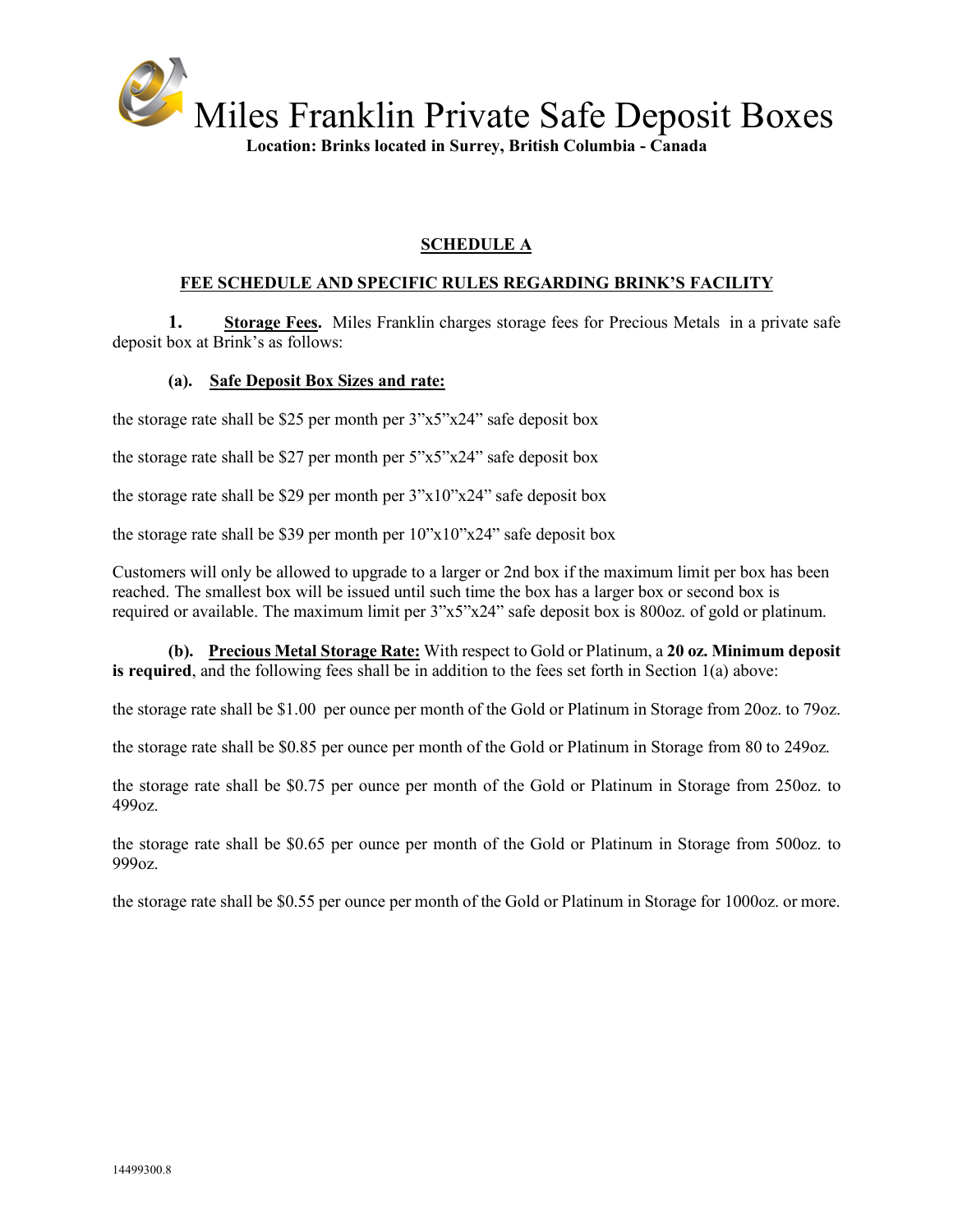# Miles Franklin Private Safe Deposit Boxes

**Location: Brinks located in Surrey, British Columbia - Canada**

## SCHEDULE A

### FEE SCHEDULE AND SPECIFIC RULES REGARDING BRINK'S FACILITY

**1. Storage Fees.** Miles Franklin charges storage fees for Precious Metals in a private safe deposit box at Brink's as follows:

**(a). Safe Deposit Box Sizes and rate:**

the storage rate shall be $25 per month per 3"x5"x24" safe deposit box

the storage rate shall be $27 per month per 5"x5"x24" safe deposit box

the storage rate shall be $29 per month per 3"x10"x24" safe deposit box

the storage rate shall be $39 per month per 10"x10"x24" safe deposit box

Customers will only be allowed to upgrade to a larger or 2nd box if the maximum limit per box has been reached. The smallest box will be issued until such time the box has a larger box or second box is required or available. The maximum limit per 3"x5"x24" safe deposit box is 800oz. of gold or platinum.

**(b). Precious Metal Storage Rate:** With respect to Gold or Platinum, a **20 oz. Minimum deposit is required**, and the following fees shall be in addition to the fees set forth in Section 1(a) above:

the storage rate shall be $1.00 per ounce per month of the Gold or Platinum in Storage from 20oz. to 79oz.

the storage rate shall be $0.85 per ounce per month of the Gold or Platinum in Storage from 80 to 249oz.

the storage rate shall be $0.75 per ounce per month of the Gold or Platinum in Storage from 250oz. to 499oz.

the storage rate shall be $0.65 per ounce per month of the Gold or Platinum in Storage from 500oz. to 999oz.

the storage rate shall be $0.55 per ounce per month of the Gold or Platinum in Storage for 1000oz. or more.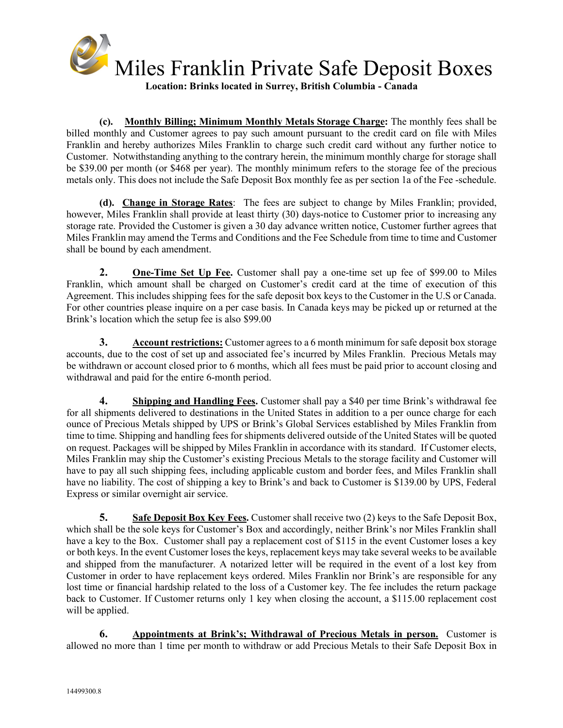# Miles Franklin Private Safe Deposit Boxes

**Location: Brinks located in Surrey, British Columbia - Canada**

**(c). Monthly Billing; Minimum Monthly Metals Storage Charge:** The monthly fees shall be billed monthly and Customer agrees to pay such amount pursuant to the credit card on file with Miles Franklin and hereby authorizes Miles Franklin to charge such credit card without any further notice to Customer. Notwithstanding anything to the contrary herein, the minimum monthly charge for storage shall be $39.00 per month (or $468 per year). The monthly minimum refers to the storage fee of the precious metals only. This does not include the Safe Deposit Box monthly fee as per section 1a of the Fee -schedule.

**(d). Change in Storage Rates**: The fees are subject to change by Miles Franklin; provided, however, Miles Franklin shall provide at least thirty (30) days-notice to Customer prior to increasing any storage rate. Provided the Customer is given a 30 day advance written notice, Customer further agrees that Miles Franklin may amend the Terms and Conditions and the Fee Schedule from time to time and Customer shall be bound by each amendment.

**2. One-Time Set Up Fee.** Customer shall pay a one-time set up fee of $99.00 to Miles Franklin, which amount shall be charged on Customer's credit card at the time of execution of this Agreement. This includes shipping fees for the safe deposit box keys to the Customer in the U.S or Canada. For other countries please inquire on a per case basis. In Canada keys may be picked up or returned at the Brink's location which the setup fee is also $99.00

**3. Account restrictions:** Customer agrees to a 6 month minimum for safe deposit box storage accounts, due to the cost of set up and associated fee's incurred by Miles Franklin. Precious Metals may be withdrawn or account closed prior to 6 months, which all fees must be paid prior to account closing and withdrawal and paid for the entire 6-month period.

**4. Shipping and Handling Fees.** Customer shall pay a $40 per time Brink's withdrawal fee for all shipments delivered to destinations in the United States in addition to a per ounce charge for each ounce of Precious Metals shipped by UPS or Brink's Global Services established by Miles Franklin from time to time. Shipping and handling fees for shipments delivered outside of the United States will be quoted on request. Packages will be shipped by Miles Franklin in accordance with its standard. If Customer elects, Miles Franklin may ship the Customer's existing Precious Metals to the storage facility and Customer will have to pay all such shipping fees, including applicable custom and border fees, and Miles Franklin shall have no liability. The cost of shipping a key to Brink's and back to Customer is $139.00 by UPS, Federal Express or similar overnight air service.

**5. Safe Deposit Box Key Fees.** Customer shall receive two (2) keys to the Safe Deposit Box, which shall be the sole keys for Customer's Box and accordingly, neither Brink's nor Miles Franklin shall have a key to the Box. Customer shall pay a replacement cost of $115 in the event Customer loses a key or both keys. In the event Customer loses the keys, replacement keys may take several weeks to be available and shipped from the manufacturer. A notarized letter will be required in the event of a lost key from Customer in order to have replacement keys ordered. Miles Franklin nor Brink's are responsible for any lost time or financial hardship related to the loss of a Customer key. The fee includes the return package back to Customer. If Customer returns only 1 key when closing the account, a $115.00 replacement cost will be applied.

**6. Appointments at Brink's; Withdrawal of Precious Metals in person.** Customer is allowed no more than 1 time per month to withdraw or add Precious Metals to their Safe Deposit Box in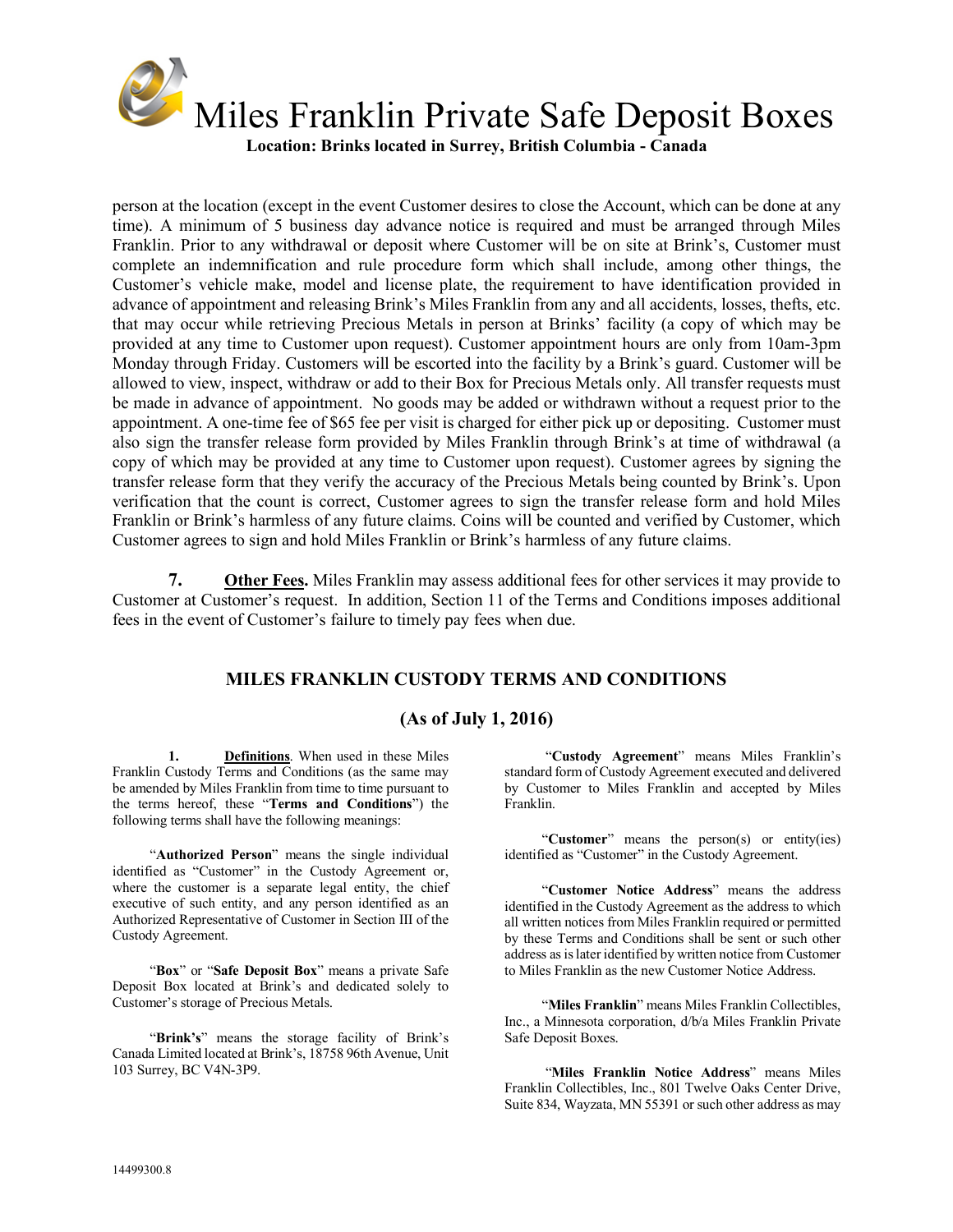person at the location (except in the event Customer desires to close the Account, which can be done at any time). A minimum of 5 business day advance notice is required and must be arranged through Miles Franklin. Prior to any withdrawal or deposit where Customer will be on site at Brink's, Customer must complete an indemnification and rule procedure form which shall include, among other things, the Customer's vehicle make, model and license plate, the requirement to have identification provided in advance of appointment and releasing Brink's Miles Franklin from any and all accidents, losses, thefts, etc. that may occur while retrieving Precious Metals in person at Brinks' facility (a copy of which may be provided at any time to Customer upon request). Customer appointment hours are only from 10am-3pm Monday through Friday. Customers will be escorted into the facility by a Brink's guard. Customer will be allowed to view, inspect, withdraw or add to their Box for Precious Metals only. All transfer requests must be made in advance of appointment. No goods may be added or withdrawn without a request prior to the appointment. A one-time fee of $65 fee per visit is charged for either pick up or depositing. Customer must also sign the transfer release form provided by Miles Franklin through Brink's at time of withdrawal (a copy of which may be provided at any time to Customer upon request). Customer agrees by signing the transfer release form that they verify the accuracy of the Precious Metals being counted by Brink's. Upon verification that the count is correct, Customer agrees to sign the transfer release form and hold Miles Franklin or Brink's harmless of any future claims. Coins will be counted and verified by Customer, which Customer agrees to sign and hold Miles Franklin or Brink's harmless of any future claims.

**7. Other Fees.** Miles Franklin may assess additional fees for other services it may provide to Customer at Customer's request. In addition, Section 11 of the Terms and Conditions imposes additional fees in the event of Customer's failure to timely pay fees when due.

## MILES FRANKLIN CUSTODY TERMS AND CONDITIONS

### (As of July 1, 2016)

**1. Definitions**. When used in these Miles Franklin Custody Terms and Conditions (as the same may be amended by Miles Franklin from time to time pursuant to the terms hereof, these "**Terms and Conditions**") the following terms shall have the following meanings:

"**Authorized Person**" means the single individual identified as "Customer" in the Custody Agreement or, where the customer is a separate legal entity, the chief executive of such entity, and any person identified as an Authorized Representative of Customer in Section III of the Custody Agreement.

"**Box**" or "**Safe Deposit Box**" means a private Safe Deposit Box located at Brink's and dedicated solely to Customer's storage of Precious Metals.

"**Brink's**" means the storage facility of Brink's Canada Limited located at Brink's, 18758 96th Avenue, Unit 103 Surrey, BC V4N-3P9.

"**Custody Agreement**" means Miles Franklin's standard form of Custody Agreement executed and delivered by Customer to Miles Franklin and accepted by Miles Franklin.

"**Customer**" means the person(s) or entity(ies) identified as "Customer" in the Custody Agreement.

"**Customer Notice Address**" means the address identified in the Custody Agreement as the address to which all written notices from Miles Franklin required or permitted by these Terms and Conditions shall be sent or such other address as is later identified by written notice from Customer to Miles Franklin as the new Customer Notice Address.

"**Miles Franklin**" means Miles Franklin Collectibles, Inc., a Minnesota corporation, d/b/a Miles Franklin Private Safe Deposit Boxes.

"**Miles Franklin Notice Address**" means Miles Franklin Collectibles, Inc., 801 Twelve Oaks Center Drive, Suite 834, Wayzata, MN 55391 or such other address as may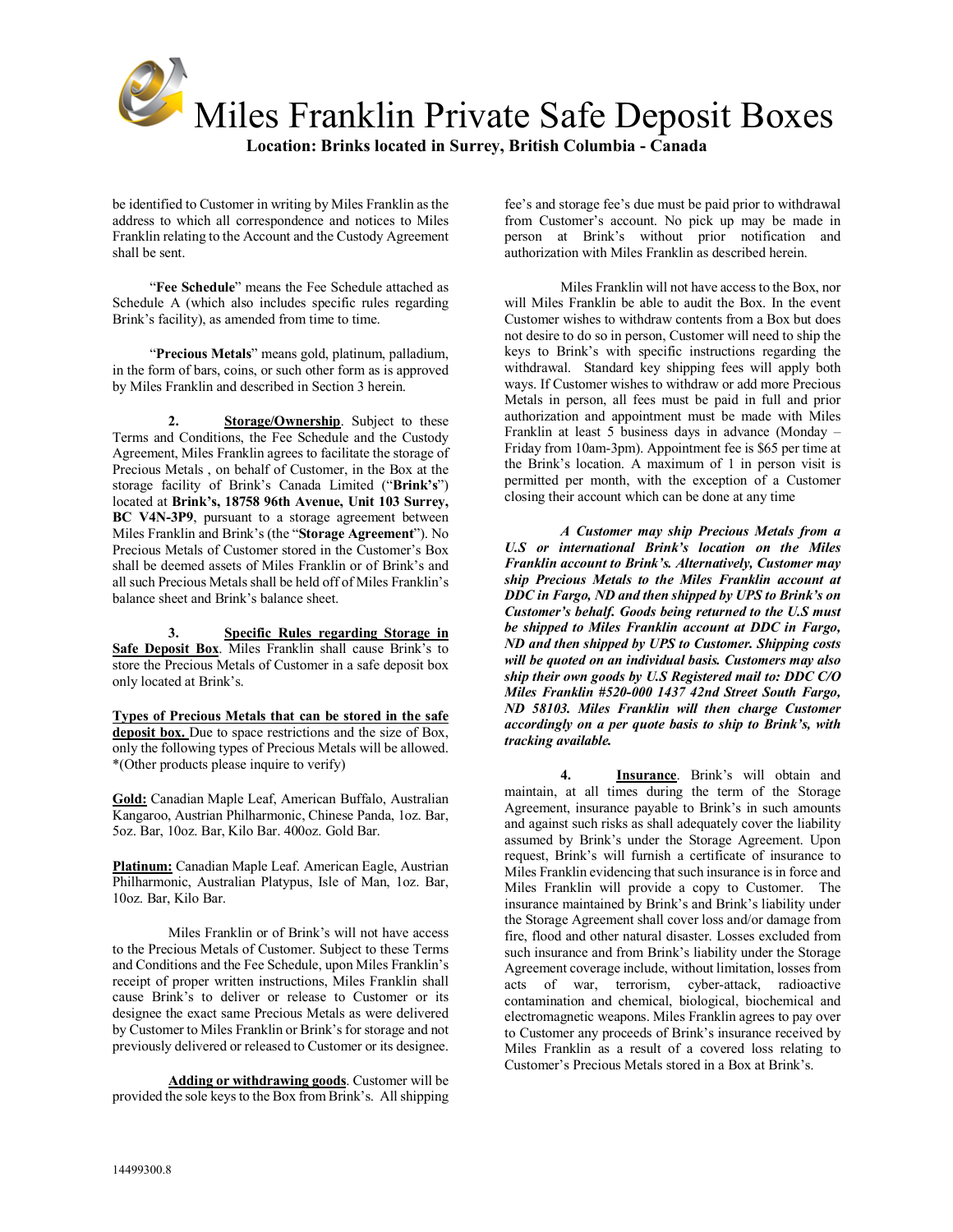be identified to Customer in writing by Miles Franklin as the address to which all correspondence and notices to Miles Franklin relating to the Account and the Custody Agreement shall be sent.

"**Fee Schedule**" means the Fee Schedule attached as Schedule A (which also includes specific rules regarding Brink's facility), as amended from time to time.

"**Precious Metals**" means gold, platinum, palladium, in the form of bars, coins, or such other form as is approved by Miles Franklin and described in Section 3 herein.

**2.** **Storage/Ownership**. Subject to these Terms and Conditions, the Fee Schedule and the Custody Agreement, Miles Franklin agrees to facilitate the storage of Precious Metals , on behalf of Customer, in the Box at the storage facility of Brink's Canada Limited ("**Brink's**") located at **Brink's, 18758 96th Avenue, Unit 103 Surrey, BC V4N-3P9**, pursuant to a storage agreement between Miles Franklin and Brink's (the "**Storage Agreement**"). No Precious Metals of Customer stored in the Customer's Box shall be deemed assets of Miles Franklin or of Brink's and all such Precious Metals shall be held off of Miles Franklin's balance sheet and Brink's balance sheet.

**3.** **Specific Rules regarding Storage in Safe Deposit Box**. Miles Franklin shall cause Brink's to store the Precious Metals of Customer in a safe deposit box only located at Brink's.

**Types of Precious Metals that can be stored in the safe deposit box.** Due to space restrictions and the size of Box, only the following types of Precious Metals will be allowed. *(Other products please inquire to verify)

**Gold:** Canadian Maple Leaf, American Buffalo, Australian Kangaroo, Austrian Philharmonic, Chinese Panda, 1oz. Bar, 5oz. Bar, 10oz. Bar, Kilo Bar. 400oz. Gold Bar.

**Platinum:** Canadian Maple Leaf. American Eagle, Austrian Philharmonic, Australian Platypus, Isle of Man, 1oz. Bar, 10oz. Bar, Kilo Bar.

Miles Franklin or of Brink's will not have access to the Precious Metals of Customer. Subject to these Terms and Conditions and the Fee Schedule, upon Miles Franklin's receipt of proper written instructions, Miles Franklin shall cause Brink's to deliver or release to Customer or its designee the exact same Precious Metals as were delivered by Customer to Miles Franklin or Brink's for storage and not previously delivered or released to Customer or its designee.

**Adding or withdrawing goods**. Customer will be provided the sole keys to the Box from Brink's. All shipping fee's and storage fee's due must be paid prior to withdrawal from Customer's account. No pick up may be made in person at Brink's without prior notification and authorization with Miles Franklin as described herein.

Miles Franklin will not have access to the Box, nor will Miles Franklin be able to audit the Box. In the event Customer wishes to withdraw contents from a Box but does not desire to do so in person, Customer will need to ship the keys to Brink's with specific instructions regarding the withdrawal. Standard key shipping fees will apply both ways. If Customer wishes to withdraw or add more Precious Metals in person, all fees must be paid in full and prior authorization and appointment must be made with Miles Franklin at least 5 business days in advance (Monday – Friday from 10am-3pm). Appointment fee is $65 per time at the Brink's location. A maximum of 1 in person visit is permitted per month, with the exception of a Customer closing their account which can be done at any time

***A Customer may ship Precious Metals from a U.S or international Brink's location on the Miles Franklin account to Brink's. Alternatively, Customer may ship Precious Metals to the Miles Franklin account at DDC in Fargo, ND and then shipped by UPS to Brink's on Customer's behalf. Goods being returned to the U.S must be shipped to Miles Franklin account at DDC in Fargo, ND and then shipped by UPS to Customer. Shipping costs will be quoted on an individual basis. Customers may also ship their own goods by U.S Registered mail to: DDC C/O Miles Franklin #520-000 1437 42nd Street South Fargo, ND 58103. Miles Franklin will then charge Customer accordingly on a per quote basis to ship to Brink's, with tracking available.***

**4.** **Insurance**. Brink's will obtain and maintain, at all times during the term of the Storage Agreement, insurance payable to Brink's in such amounts and against such risks as shall adequately cover the liability assumed by Brink's under the Storage Agreement. Upon request, Brink's will furnish a certificate of insurance to Miles Franklin evidencing that such insurance is in force and Miles Franklin will provide a copy to Customer. The insurance maintained by Brink's and Brink's liability under the Storage Agreement shall cover loss and/or damage from fire, flood and other natural disaster. Losses excluded from such insurance and from Brink's liability under the Storage Agreement coverage include, without limitation, losses from acts of war, terrorism, cyber-attack, radioactive contamination and chemical, biological, biochemical and electromagnetic weapons. Miles Franklin agrees to pay over to Customer any proceeds of Brink's insurance received by Miles Franklin as a result of a covered loss relating to Customer's Precious Metals stored in a Box at Brink's.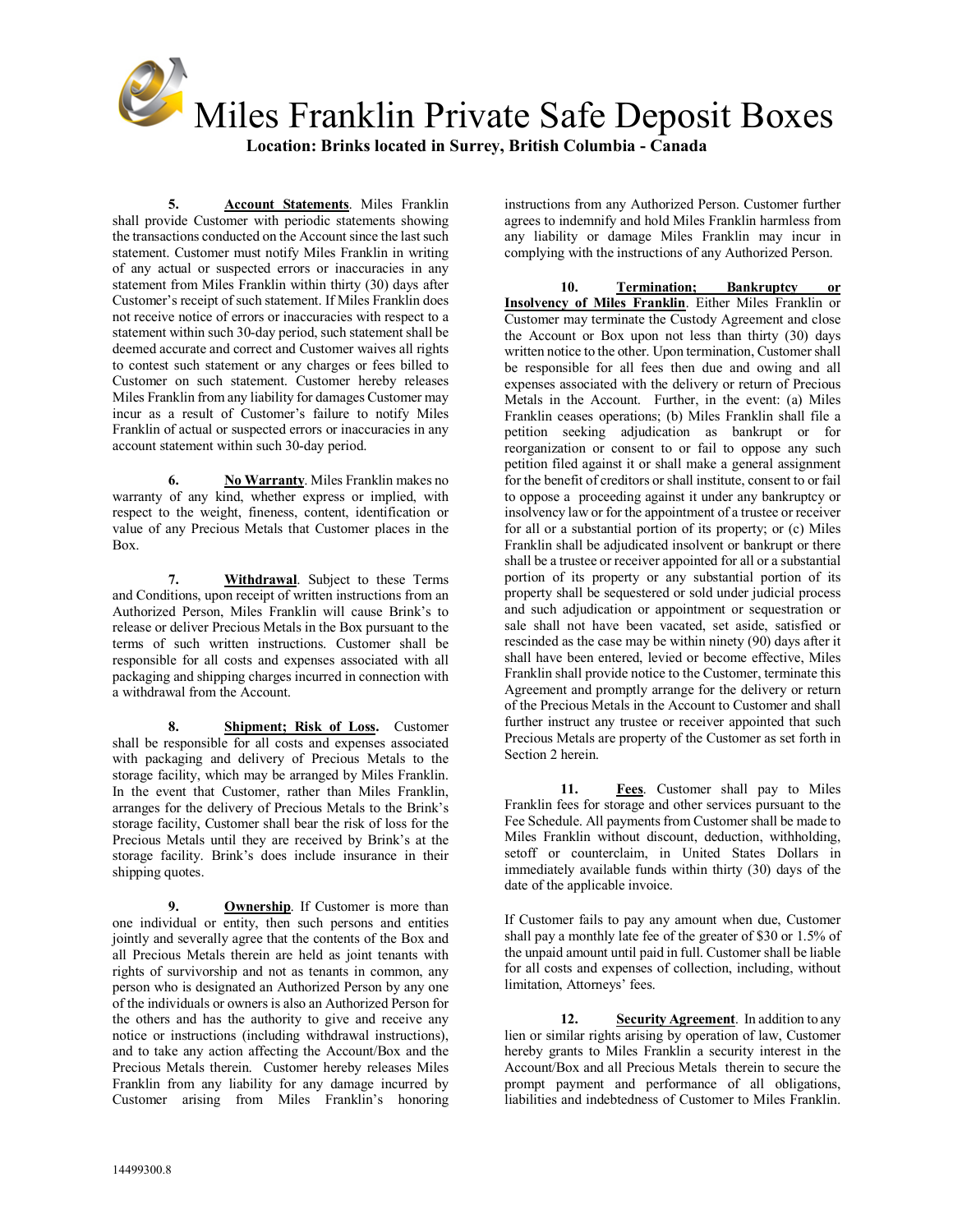# Miles Franklin Private Safe Deposit Boxes

**Location: Brinks located in Surrey, British Columbia - Canada**

**5. Account Statements**. Miles Franklin shall provide Customer with periodic statements showing the transactions conducted on the Account since the last such statement. Customer must notify Miles Franklin in writing of any actual or suspected errors or inaccuracies in any statement from Miles Franklin within thirty (30) days after Customer's receipt of such statement. If Miles Franklin does not receive notice of errors or inaccuracies with respect to a statement within such 30-day period, such statement shall be deemed accurate and correct and Customer waives all rights to contest such statement or any charges or fees billed to Customer on such statement. Customer hereby releases Miles Franklin from any liability for damages Customer may incur as a result of Customer's failure to notify Miles Franklin of actual or suspected errors or inaccuracies in any account statement within such 30-day period.

**6. No Warranty**. Miles Franklin makes no warranty of any kind, whether express or implied, with respect to the weight, fineness, content, identification or value of any Precious Metals that Customer places in the Box.

**7. Withdrawal**. Subject to these Terms and Conditions, upon receipt of written instructions from an Authorized Person, Miles Franklin will cause Brink's to release or deliver Precious Metals in the Box pursuant to the terms of such written instructions. Customer shall be responsible for all costs and expenses associated with all packaging and shipping charges incurred in connection with a withdrawal from the Account.

**8. Shipment; Risk of Loss.** Customer shall be responsible for all costs and expenses associated with packaging and delivery of Precious Metals to the storage facility, which may be arranged by Miles Franklin. In the event that Customer, rather than Miles Franklin, arranges for the delivery of Precious Metals to the Brink's storage facility, Customer shall bear the risk of loss for the Precious Metals until they are received by Brink's at the storage facility. Brink's does include insurance in their shipping quotes.

**9. Ownership**. If Customer is more than one individual or entity, then such persons and entities jointly and severally agree that the contents of the Box and all Precious Metals therein are held as joint tenants with rights of survivorship and not as tenants in common, any person who is designated an Authorized Person by any one of the individuals or owners is also an Authorized Person for the others and has the authority to give and receive any notice or instructions (including withdrawal instructions), and to take any action affecting the Account/Box and the Precious Metals therein. Customer hereby releases Miles Franklin from any liability for any damage incurred by Customer arising from Miles Franklin's honoring instructions from any Authorized Person. Customer further agrees to indemnify and hold Miles Franklin harmless from any liability or damage Miles Franklin may incur in complying with the instructions of any Authorized Person.

**10. Termination; Bankruptcy or Insolvency of Miles Franklin**. Either Miles Franklin or Customer may terminate the Custody Agreement and close the Account or Box upon not less than thirty (30) days written notice to the other. Upon termination, Customer shall be responsible for all fees then due and owing and all expenses associated with the delivery or return of Precious Metals in the Account. Further, in the event: (a) Miles Franklin ceases operations; (b) Miles Franklin shall file a petition seeking adjudication as bankrupt or for reorganization or consent to or fail to oppose any such petition filed against it or shall make a general assignment for the benefit of creditors or shall institute, consent to or fail to oppose a proceeding against it under any bankruptcy or insolvency law or for the appointment of a trustee or receiver for all or a substantial portion of its property; or (c) Miles Franklin shall be adjudicated insolvent or bankrupt or there shall be a trustee or receiver appointed for all or a substantial portion of its property or any substantial portion of its property shall be sequestered or sold under judicial process and such adjudication or appointment or sequestration or sale shall not have been vacated, set aside, satisfied or rescinded as the case may be within ninety (90) days after it shall have been entered, levied or become effective, Miles Franklin shall provide notice to the Customer, terminate this Agreement and promptly arrange for the delivery or return of the Precious Metals in the Account to Customer and shall further instruct any trustee or receiver appointed that such Precious Metals are property of the Customer as set forth in Section 2 herein.

**11. Fees**. Customer shall pay to Miles Franklin fees for storage and other services pursuant to the Fee Schedule. All payments from Customer shall be made to Miles Franklin without discount, deduction, withholding, setoff or counterclaim, in United States Dollars in immediately available funds within thirty (30) days of the date of the applicable invoice.

If Customer fails to pay any amount when due, Customer shall pay a monthly late fee of the greater of $30 or 1.5% of the unpaid amount until paid in full. Customer shall be liable for all costs and expenses of collection, including, without limitation, Attorneys' fees.

**12. Security Agreement**. In addition to any lien or similar rights arising by operation of law, Customer hereby grants to Miles Franklin a security interest in the Account/Box and all Precious Metals therein to secure the prompt payment and performance of all obligations, liabilities and indebtedness of Customer to Miles Franklin.

14499300.8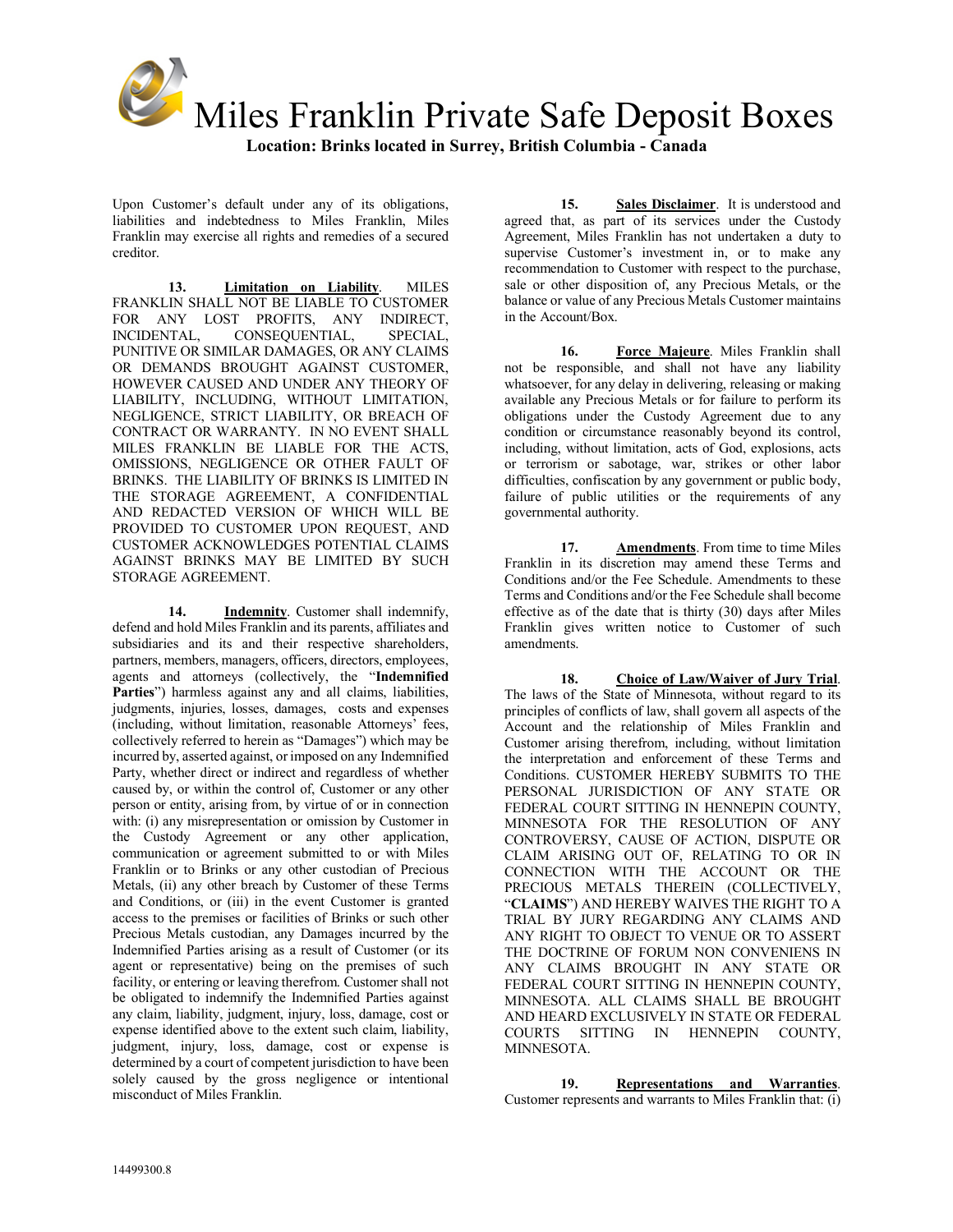Upon Customer's default under any of its obligations, liabilities and indebtedness to Miles Franklin, Miles Franklin may exercise all rights and remedies of a secured creditor.

**13. Limitation on Liability**. MILES FRANKLIN SHALL NOT BE LIABLE TO CUSTOMER FOR ANY LOST PROFITS, ANY INDIRECT, INCIDENTAL, CONSEQUENTIAL, SPECIAL, PUNITIVE OR SIMILAR DAMAGES, OR ANY CLAIMS OR DEMANDS BROUGHT AGAINST CUSTOMER, HOWEVER CAUSED AND UNDER ANY THEORY OF LIABILITY, INCLUDING, WITHOUT LIMITATION, NEGLIGENCE, STRICT LIABILITY, OR BREACH OF CONTRACT OR WARRANTY. IN NO EVENT SHALL MILES FRANKLIN BE LIABLE FOR THE ACTS, OMISSIONS, NEGLIGENCE OR OTHER FAULT OF BRINKS. THE LIABILITY OF BRINKS IS LIMITED IN THE STORAGE AGREEMENT, A CONFIDENTIAL AND REDACTED VERSION OF WHICH WILL BE PROVIDED TO CUSTOMER UPON REQUEST, AND CUSTOMER ACKNOWLEDGES POTENTIAL CLAIMS AGAINST BRINKS MAY BE LIMITED BY SUCH STORAGE AGREEMENT.

**14. Indemnity**. Customer shall indemnify, defend and hold Miles Franklin and its parents, affiliates and subsidiaries and its and their respective shareholders, partners, members, managers, officers, directors, employees, agents and attorneys (collectively, the "**Indemnified Parties**") harmless against any and all claims, liabilities, judgments, injuries, losses, damages, costs and expenses (including, without limitation, reasonable Attorneys' fees, collectively referred to herein as "Damages") which may be incurred by, asserted against, or imposed on any Indemnified Party, whether direct or indirect and regardless of whether caused by, or within the control of, Customer or any other person or entity, arising from, by virtue of or in connection with: (i) any misrepresentation or omission by Customer in the Custody Agreement or any other application, communication or agreement submitted to or with Miles Franklin or to Brinks or any other custodian of Precious Metals, (ii) any other breach by Customer of these Terms and Conditions, or (iii) in the event Customer is granted access to the premises or facilities of Brinks or such other Precious Metals custodian, any Damages incurred by the Indemnified Parties arising as a result of Customer (or its agent or representative) being on the premises of such facility, or entering or leaving therefrom. Customer shall not be obligated to indemnify the Indemnified Parties against any claim, liability, judgment, injury, loss, damage, cost or expense identified above to the extent such claim, liability, judgment, injury, loss, damage, cost or expense is determined by a court of competent jurisdiction to have been solely caused by the gross negligence or intentional misconduct of Miles Franklin.

**15. Sales Disclaimer**. It is understood and agreed that, as part of its services under the Custody Agreement, Miles Franklin has not undertaken a duty to supervise Customer's investment in, or to make any recommendation to Customer with respect to the purchase, sale or other disposition of, any Precious Metals, or the balance or value of any Precious Metals Customer maintains in the Account/Box.

**16. Force Majeure**. Miles Franklin shall not be responsible, and shall not have any liability whatsoever, for any delay in delivering, releasing or making available any Precious Metals or for failure to perform its obligations under the Custody Agreement due to any condition or circumstance reasonably beyond its control, including, without limitation, acts of God, explosions, acts or terrorism or sabotage, war, strikes or other labor difficulties, confiscation by any government or public body, failure of public utilities or the requirements of any governmental authority.

**17. Amendments**. From time to time Miles Franklin in its discretion may amend these Terms and Conditions and/or the Fee Schedule. Amendments to these Terms and Conditions and/or the Fee Schedule shall become effective as of the date that is thirty (30) days after Miles Franklin gives written notice to Customer of such amendments.

**18. Choice of Law/Waiver of Jury Trial**. The laws of the State of Minnesota, without regard to its principles of conflicts of law, shall govern all aspects of the Account and the relationship of Miles Franklin and Customer arising therefrom, including, without limitation the interpretation and enforcement of these Terms and Conditions. CUSTOMER HEREBY SUBMITS TO THE PERSONAL JURISDICTION OF ANY STATE OR FEDERAL COURT SITTING IN HENNEPIN COUNTY, MINNESOTA FOR THE RESOLUTION OF ANY CONTROVERSY, CAUSE OF ACTION, DISPUTE OR CLAIM ARISING OUT OF, RELATING TO OR IN CONNECTION WITH THE ACCOUNT OR THE PRECIOUS METALS THEREIN (COLLECTIVELY, "**CLAIMS**") AND HEREBY WAIVES THE RIGHT TO A TRIAL BY JURY REGARDING ANY CLAIMS AND ANY RIGHT TO OBJECT TO VENUE OR TO ASSERT THE DOCTRINE OF FORUM NON CONVENIENS IN ANY CLAIMS BROUGHT IN ANY STATE OR FEDERAL COURT SITTING IN HENNEPIN COUNTY, MINNESOTA. ALL CLAIMS SHALL BE BROUGHT AND HEARD EXCLUSIVELY IN STATE OR FEDERAL COURTS SITTING IN HENNEPIN COUNTY, MINNESOTA.

**19. Representations and Warranties**. Customer represents and warrants to Miles Franklin that: (i)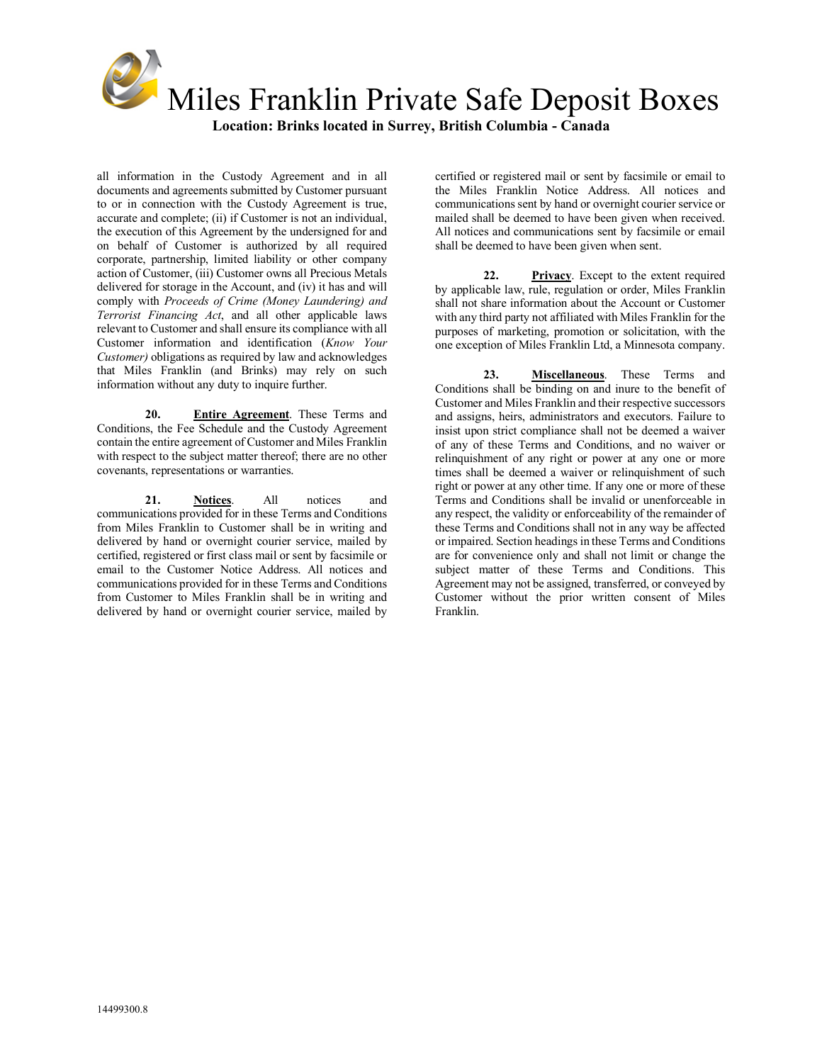all information in the Custody Agreement and in all documents and agreements submitted by Customer pursuant to or in connection with the Custody Agreement is true, accurate and complete; (ii) if Customer is not an individual, the execution of this Agreement by the undersigned for and on behalf of Customer is authorized by all required corporate, partnership, limited liability or other company action of Customer, (iii) Customer owns all Precious Metals delivered for storage in the Account, and (iv) it has and will comply with *Proceeds of Crime (Money Laundering) and Terrorist Financing Act*, and all other applicable laws relevant to Customer and shall ensure its compliance with all Customer information and identification (*Know Your Customer)* obligations as required by law and acknowledges that Miles Franklin (and Brinks) may rely on such information without any duty to inquire further.

**20.** **Entire Agreement**. These Terms and Conditions, the Fee Schedule and the Custody Agreement contain the entire agreement of Customer and Miles Franklin with respect to the subject matter thereof; there are no other covenants, representations or warranties.

**21.** **Notices**. All notices and communications provided for in these Terms and Conditions from Miles Franklin to Customer shall be in writing and delivered by hand or overnight courier service, mailed by certified, registered or first class mail or sent by facsimile or email to the Customer Notice Address. All notices and communications provided for in these Terms and Conditions from Customer to Miles Franklin shall be in writing and delivered by hand or overnight courier service, mailed by certified or registered mail or sent by facsimile or email to the Miles Franklin Notice Address. All notices and communications sent by hand or overnight courier service or mailed shall be deemed to have been given when received. All notices and communications sent by facsimile or email shall be deemed to have been given when sent.

**22.** **Privacy**. Except to the extent required by applicable law, rule, regulation or order, Miles Franklin shall not share information about the Account or Customer with any third party not affiliated with Miles Franklin for the purposes of marketing, promotion or solicitation, with the one exception of Miles Franklin Ltd, a Minnesota company.

**23.** **Miscellaneous**. These Terms and Conditions shall be binding on and inure to the benefit of Customer and Miles Franklin and their respective successors and assigns, heirs, administrators and executors. Failure to insist upon strict compliance shall not be deemed a waiver of any of these Terms and Conditions, and no waiver or relinquishment of any right or power at any one or more times shall be deemed a waiver or relinquishment of such right or power at any other time. If any one or more of these Terms and Conditions shall be invalid or unenforceable in any respect, the validity or enforceability of the remainder of these Terms and Conditions shall not in any way be affected or impaired. Section headings in these Terms and Conditions are for convenience only and shall not limit or change the subject matter of these Terms and Conditions. This Agreement may not be assigned, transferred, or conveyed by Customer without the prior written consent of Miles Franklin.